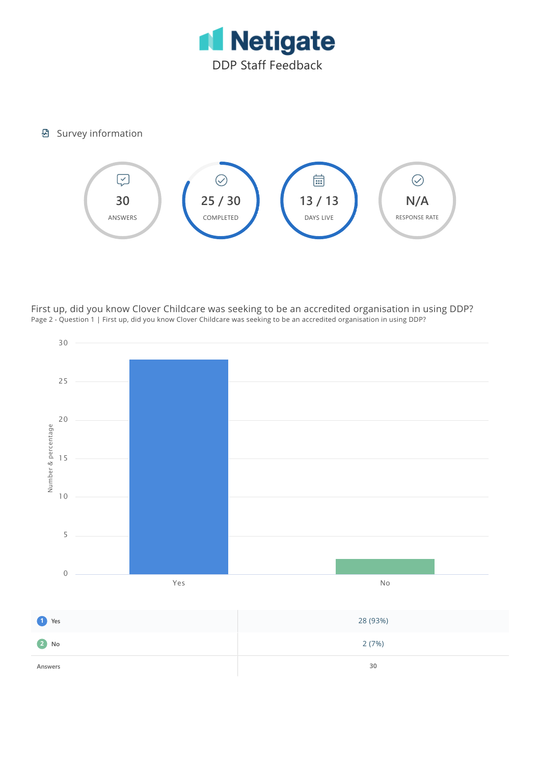# Netigate

## DDP Staff Feedback

### Survey information

| 30 | 25 / 30 | 13 / 13 | N/A |
|---|---|---|---|
| ANSWERS | COMPLETED | DAYS LIVE | RESPONSE RATE |

### First up, did you know Clover Childcare was seeking to be an accredited organisation in using DDP?

Page 2 - Question 1 | First up, did you know Clover Childcare was seeking to be an accredited organisation in using DDP?

| | |
|---|---|
| 1 Yes | 28 (93%) |
| 2 No | 2 (7%) |
| Answers | 30 |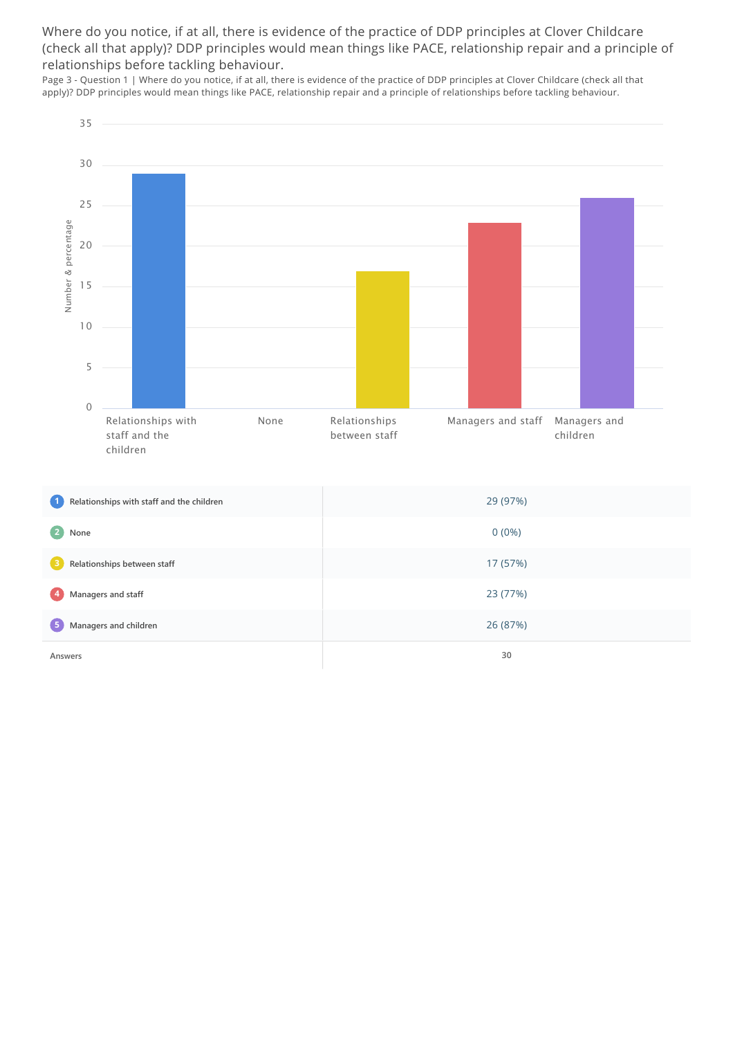Where do you notice, if at all, there is evidence of the practice of DDP principles at Clover Childcare (check all that apply)? DDP principles would mean things like PACE, relationship repair and a principle of relationships before tackling behaviour.

Page 3 - Question 1 | Where do you notice, if at all, there is evidence of the practice of DDP principles at Clover Childcare (check all that apply)? DDP principles would mean things like PACE, relationship repair and a principle of relationships before tackling behaviour.

| | |
|---|---|
| 1 Relationships with staff and the children | 29 (97%) |
| 2 None | 0 (0%) |
| 3 Relationships between staff | 17 (57%) |
| 4 Managers and staff | 23 (77%) |
| 5 Managers and children | 26 (87%) |
| Answers | 30 |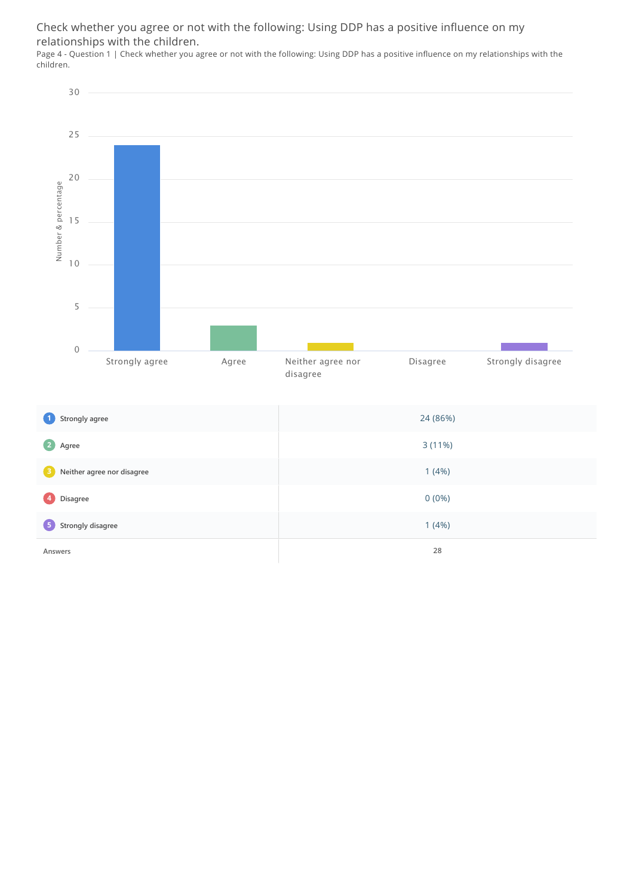## Check whether you agree or not with the following: Using DDP has a positive influence on my relationships with the children.

Page 4 - Question 1 | Check whether you agree or not with the following: Using DDP has a positive influence on my relationships with the children.

| | |
|---|---|
| 1 Strongly agree | 24 (86%) |
| 2 Agree | 3 (11%) |
| 3 Neither agree nor disagree | 1 (4%) |
| 4 Disagree | 0 (0%) |
| 5 Strongly disagree | 1 (4%) |
| Answers | 28 |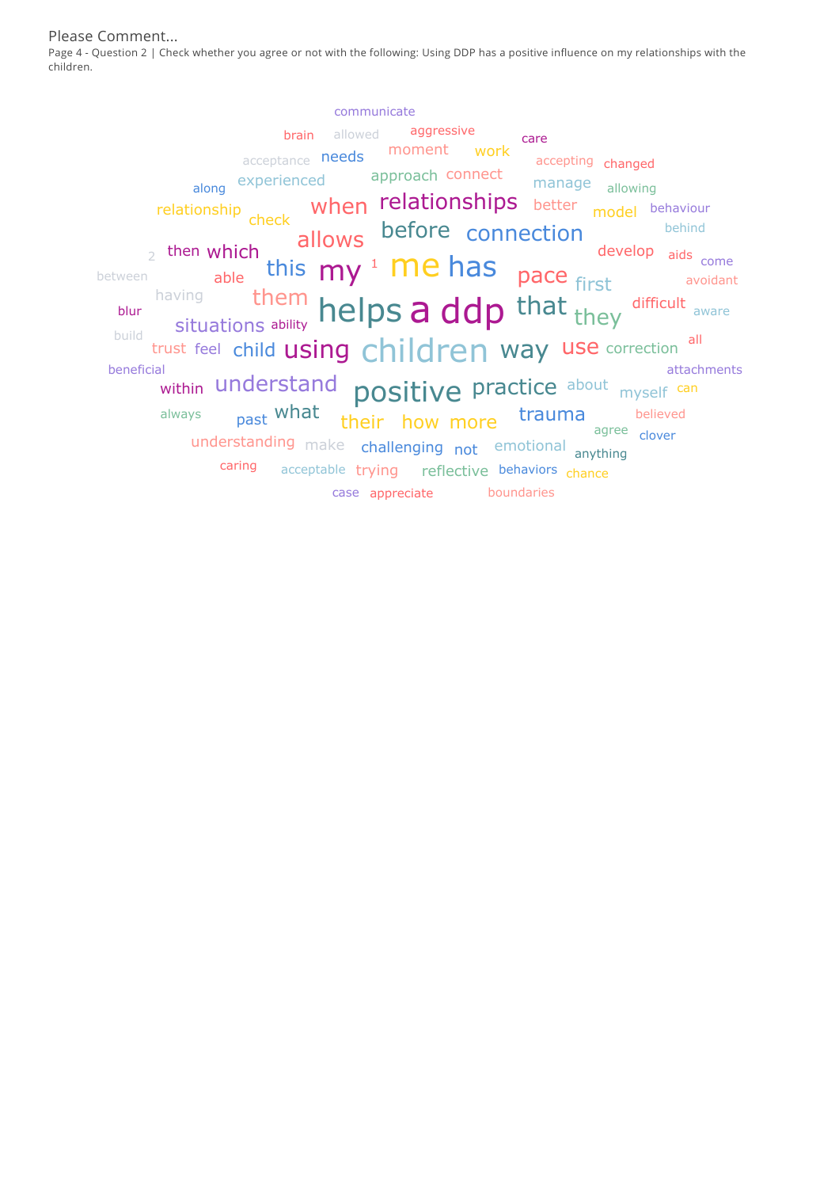Please Comment...

Page 4 - Question 2 | Check whether you agree or not with the following: Using DDP has a positive influence on my relationships with the children.

communicate brain allowed aggressive care acceptance needs moment work accepting changed along experienced approach connect manage allowing relationship check when relationships better model behaviour allows before connection behind 2 then which this my 1 me has develop aids come between able pace first avoidant having them helps a ddp that difficult blur they aware situations ability build trust feel child using children way use correction all beneficial attachments within understand positive practice about myself can always past what their how more trauma believed agree clover understanding make challenging not emotional anything caring acceptable trying reflective behaviors chance case appreciate boundaries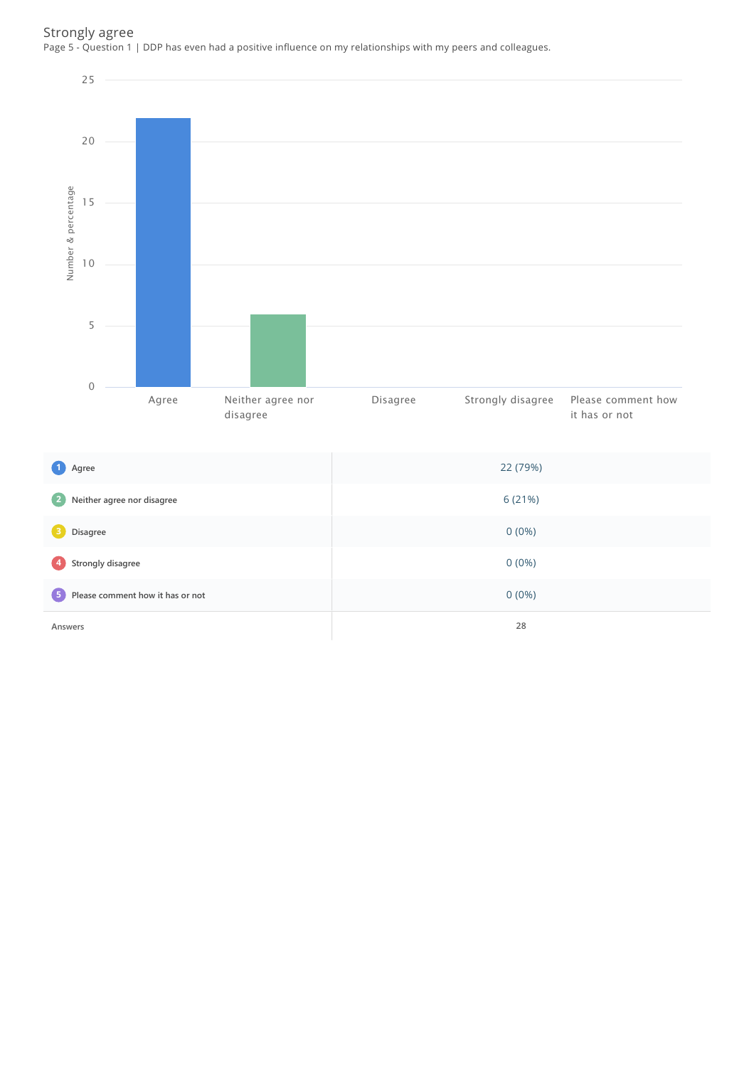Strongly agree

Page 5 - Question 1 | DDP has even had a positive influence on my relationships with my peers and colleagues.

| | |
|---|---|
| 1 Agree | 22 (79%) |
| 2 Neither agree nor disagree | 6 (21%) |
| 3 Disagree | 0 (0%) |
| 4 Strongly disagree | 0 (0%) |
| 5 Please comment how it has or not | 0 (0%) |
| Answers | 28 |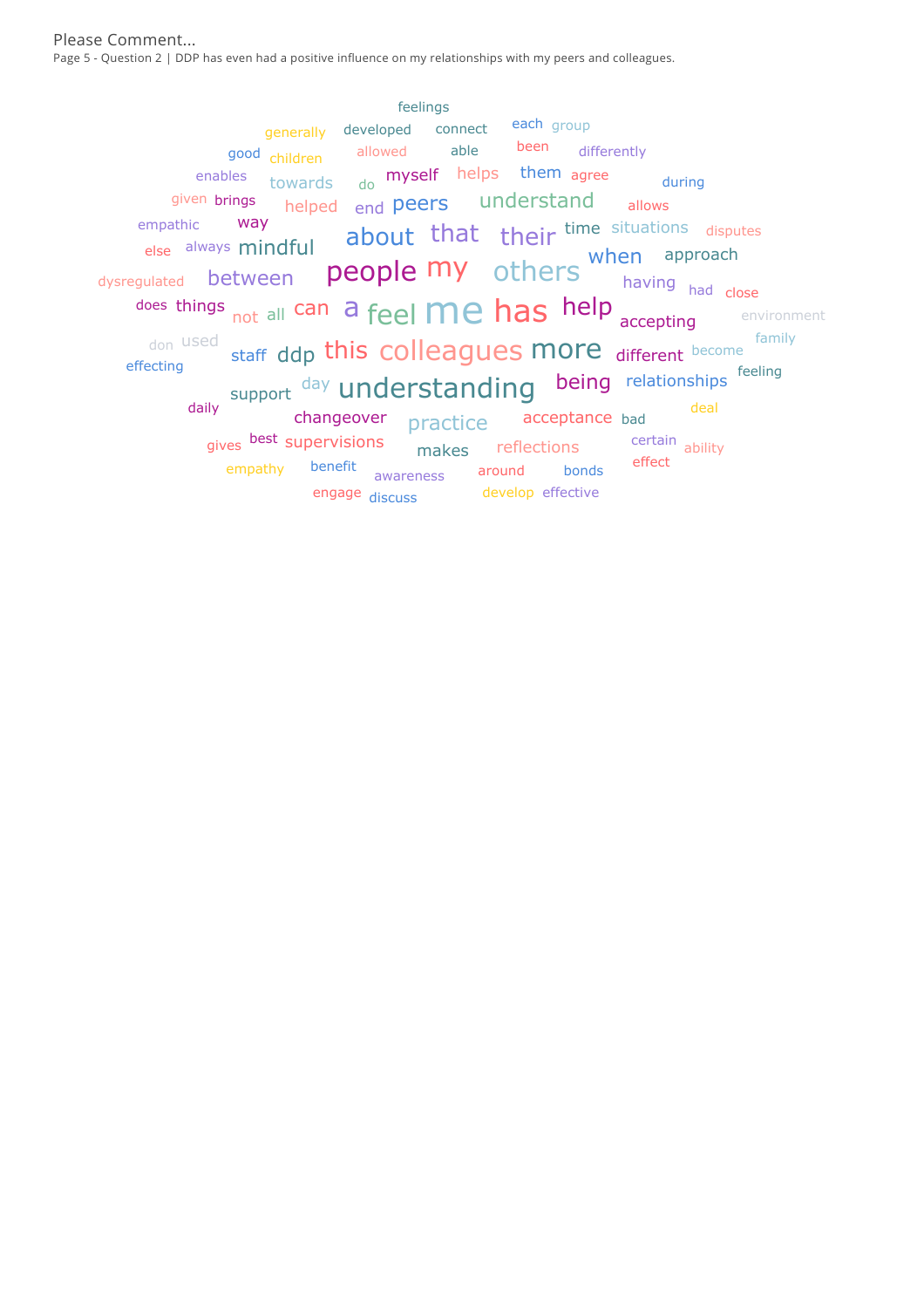Please Comment...

Page 5 - Question 2 | DDP has even had a positive influence on my relationships with my peers and colleagues.

feelings
generally developed connect each group
good children allowed able been differently
enables towards do myself helps them agree during
given brings helped end peers understand allows
empathic way about that their time situations disputes
else always mindful approach
dysregulated between people my others when having had close
does things not all can a feel me has help accepting environment
don used staff ddp this colleagues more different become family
effecting day understanding being relationships feeling
daily support changeover practice acceptance bad deal
gives best supervisions makes reflections certain ability
empathy benefit awareness around bonds effect
engage discuss develop effective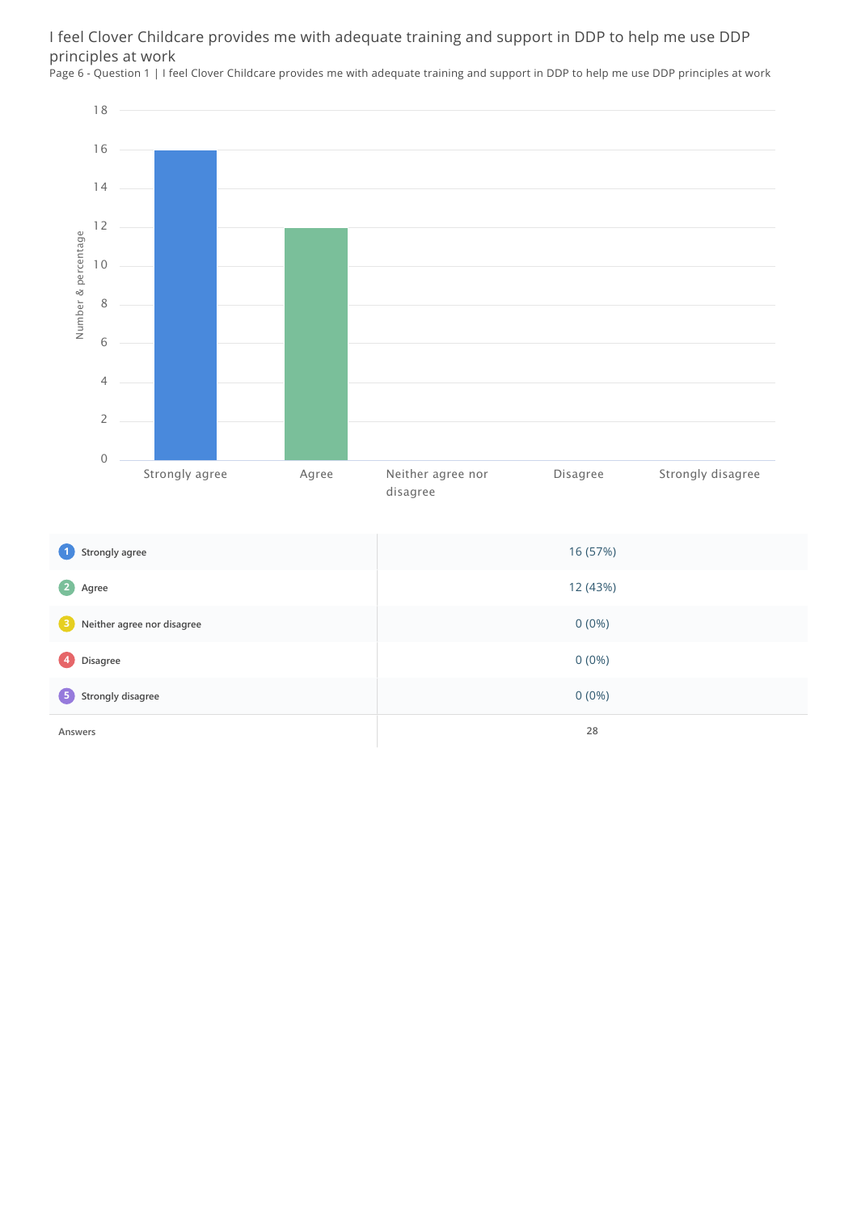## I feel Clover Childcare provides me with adequate training and support in DDP to help me use DDP principles at work

Page 6 - Question 1 | I feel Clover Childcare provides me with adequate training and support in DDP to help me use DDP principles at work

| | |
|---|---|
| 1 Strongly agree | 16 (57%) |
| 2 Agree | 12 (43%) |
| 3 Neither agree nor disagree | 0 (0%) |
| 4 Disagree | 0 (0%) |
| 5 Strongly disagree | 0 (0%) |
| Answers | 28 |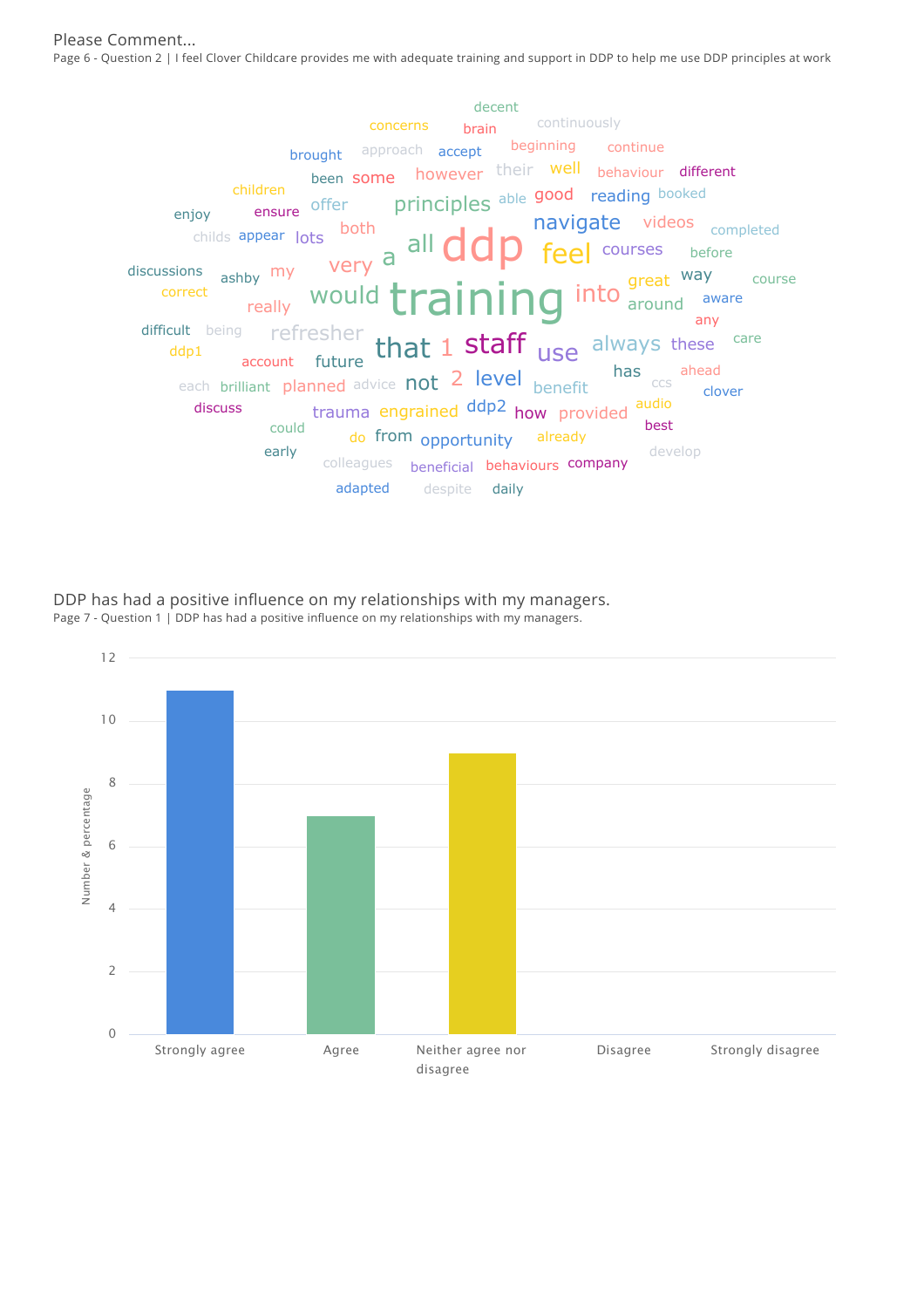Please Comment...

Page 6 - Question 2 | I feel Clover Childcare provides me with adequate training and support in DDP to help me use DDP principles at work

decent concerns brain continuously brought approach accept beginning continue been some however their well behaviour different children offer principles able good reading booked enjoy ensure childs appear lots both all ddp navigate videos completed discussions ashby my very a feel courses before correct would training into great way course really around aware difficult being refresher any ddp1 that 1 staff use always these care account future has ahead each brilliant planned advice not 2 level benefit ccs clover discuss trauma engrained ddp2 how provided audio could do from opportunity already best early colleagues beneficial behaviours company develop adapted despite daily

## DDP has had a positive influence on my relationships with my managers.

Page 7 - Question 1 | DDP has had a positive influence on my relationships with my managers.

| Response | Number & percentage |
|---|---|
| Strongly agree | 11 |
| Agree | 7 |
| Neither agree nor disagree | 9 |
| Disagree | 0 |
| Strongly disagree | 0 |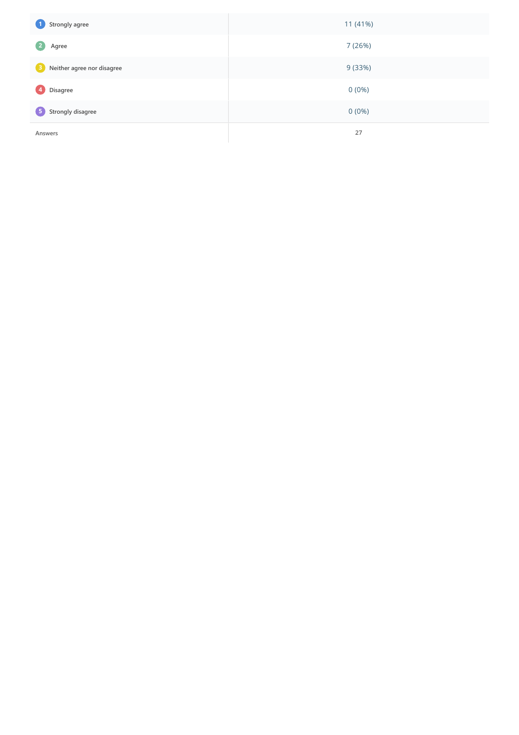| | |
|---|---|
| 1 Strongly agree | 11 (41%) |
| 2 Agree | 7 (26%) |
| 3 Neither agree nor disagree | 9 (33%) |
| 4 Disagree | 0 (0%) |
| 5 Strongly disagree | 0 (0%) |
| Answers | 27 |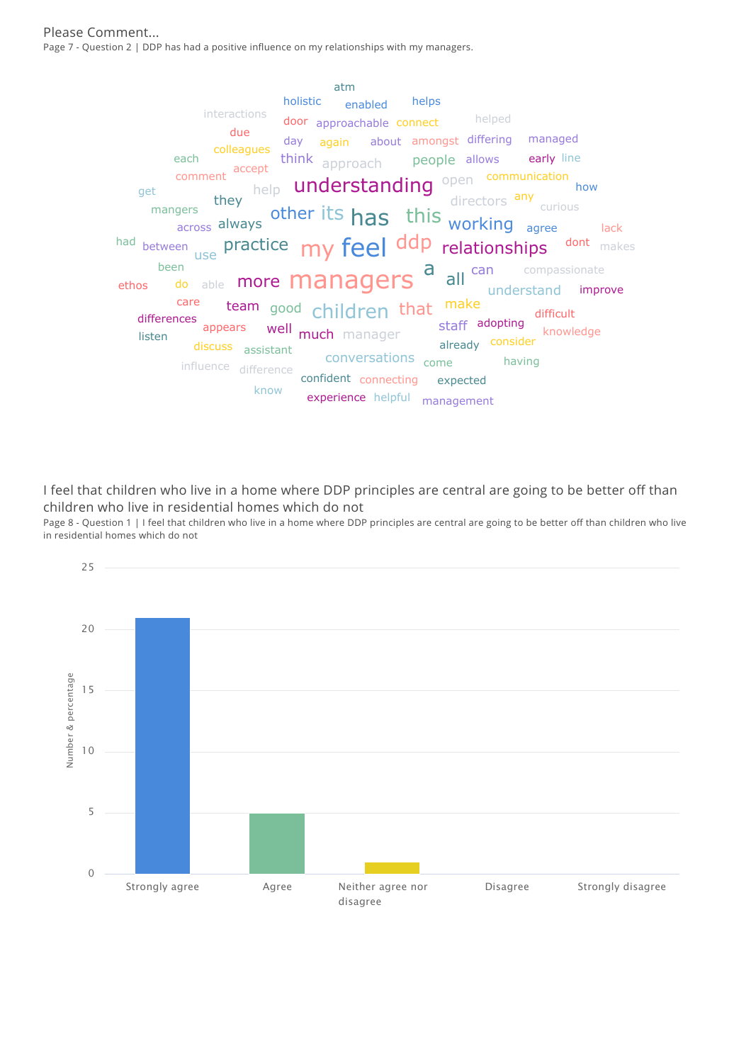Please Comment...

Page 7 - Question 2 | DDP has had a positive influence on my relationships with my managers.

atm holistic enabled helps interactions door approachable connect helped due day again about amongst differing managed colleagues each think approach people allows early line accept comment help understanding open communication get how they any directors curious mangers other its has this working across always agree lack had practice my feel ddp relationships dont makes between use been a all can compassionate more managers understand ethos do able improve care team good children that make differences difficult appears well much manager staff adopting knowledge listen discuss assistant already consider influence difference conversations come having know confident connecting expected experience helpful management

I feel that children who live in a home where DDP principles are central are going to be better off than children who live in residential homes which do not

Page 8 - Question 1 | I feel that children who live in a home where DDP principles are central are going to be better off than children who live in residential homes which do not

| Response | Number & percentage |
|---|---|
| Strongly agree | 21 |
| Agree | 5 |
| Neither agree nor disagree | 1 |
| Disagree | 0 |
| Strongly disagree | 0 |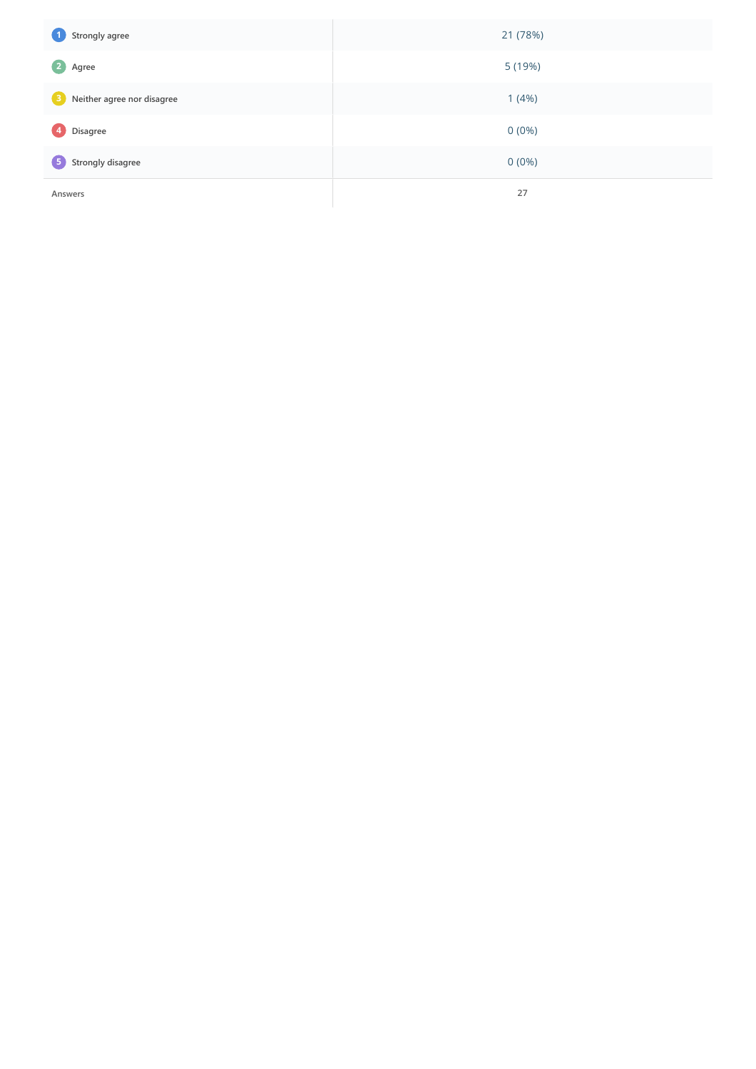| | |
|---|---|
| 1 Strongly agree | 21 (78%) |
| 2 Agree | 5 (19%) |
| 3 Neither agree nor disagree | 1 (4%) |
| 4 Disagree | 0 (0%) |
| 5 Strongly disagree | 0 (0%) |
| Answers | 27 |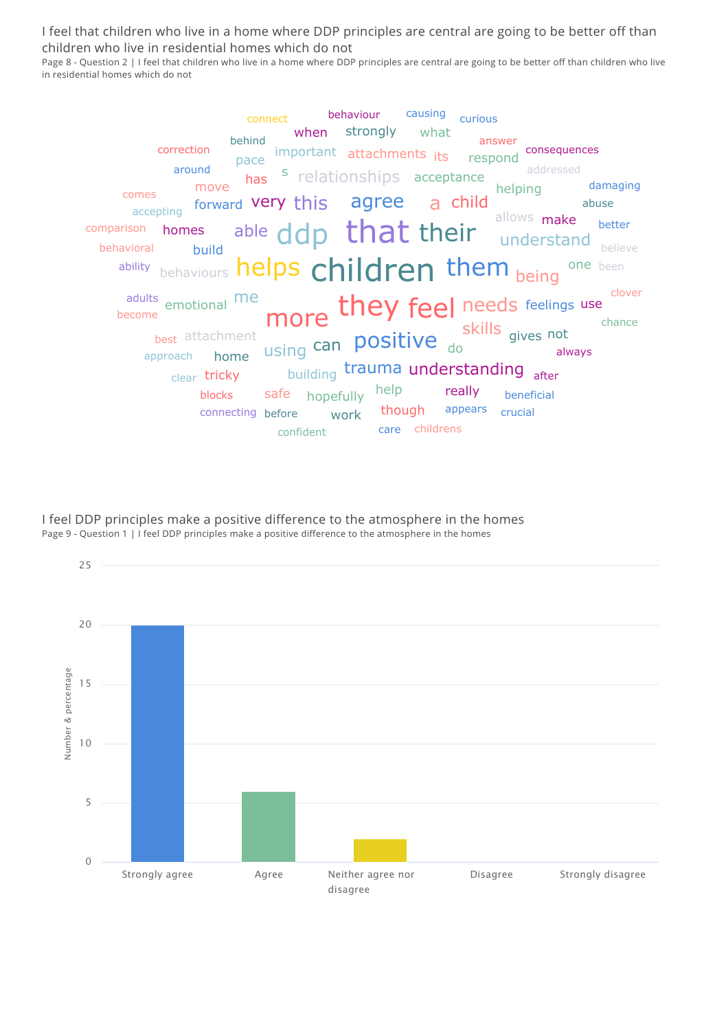## I feel that children who live in a home where DDP principles are central are going to be better off than children who live in residential homes which do not

Page 8 - Question 2 | I feel that children who live in a home where DDP principles are central are going to be better off than children who live in residential homes which do not

connect behaviour causing curious when strongly what correction behind important attachments its answer consequences pace respond around s relationships acceptance addressed has move helping damaging comes forward very this agree a child abuse accepting allows make comparison homes able ddp that their better understand behavioral build believe ability behaviours helps children them being one been adults me clover emotional they feel needs feelings use become more chance best attachment skills gives not approach home using can positive do always trauma understanding clear tricky building after blocks safe hopefully help really beneficial connecting before work though appears crucial confident care childrens

## I feel DDP principles make a positive difference to the atmosphere in the homes

Page 9 - Question 1 | I feel DDP principles make a positive difference to the atmosphere in the homes

| Response | Number & percentage |
|---|---|
| Strongly agree | 20 |
| Agree | 6 |
| Neither agree nor disagree | 2 |
| Disagree | 0 |
| Strongly disagree | 0 |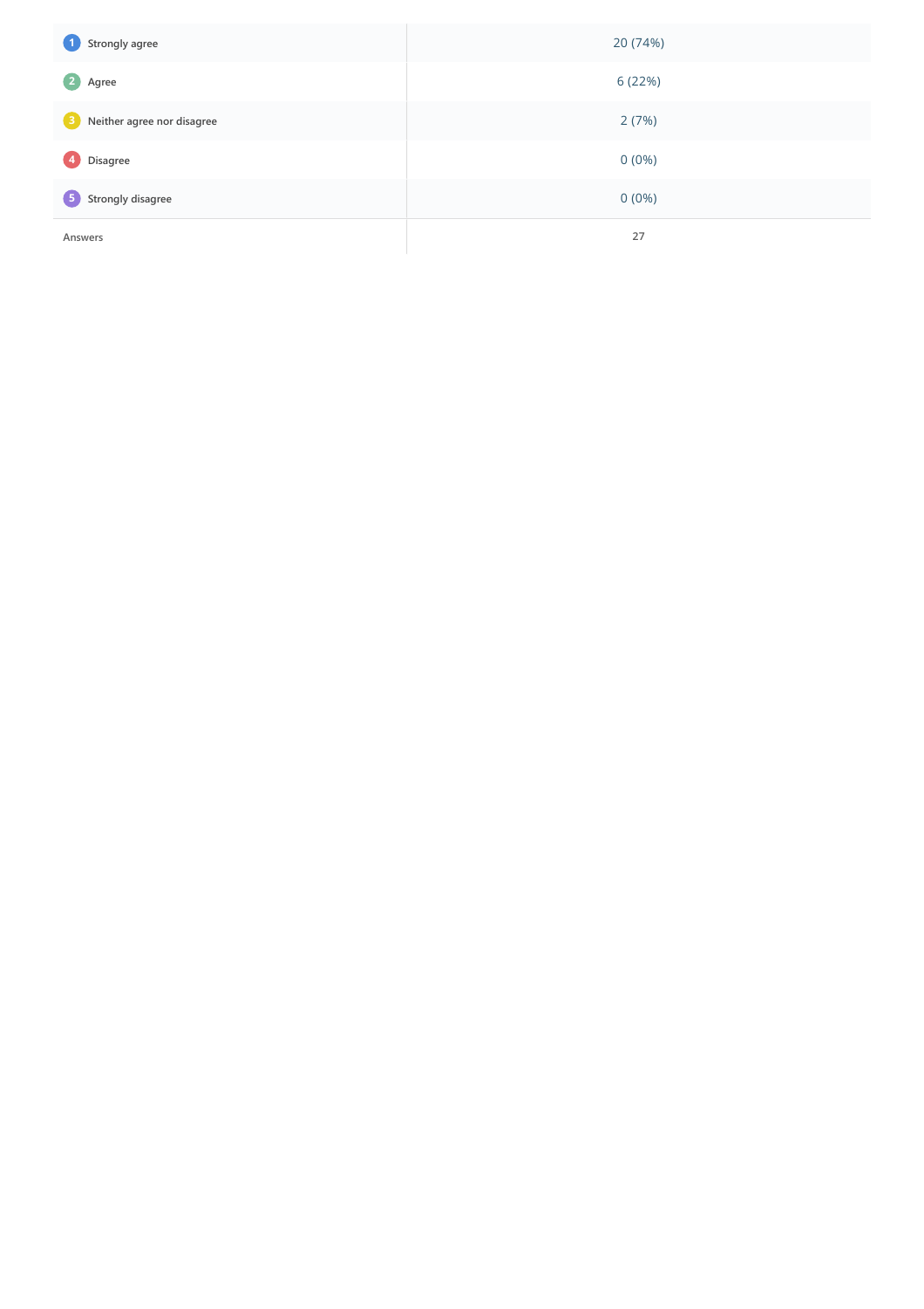| | |
|---|---|
| 1 Strongly agree | 20 (74%) |
| 2 Agree | 6 (22%) |
| 3 Neither agree nor disagree | 2 (7%) |
| 4 Disagree | 0 (0%) |
| 5 Strongly disagree | 0 (0%) |
| Answers | 27 |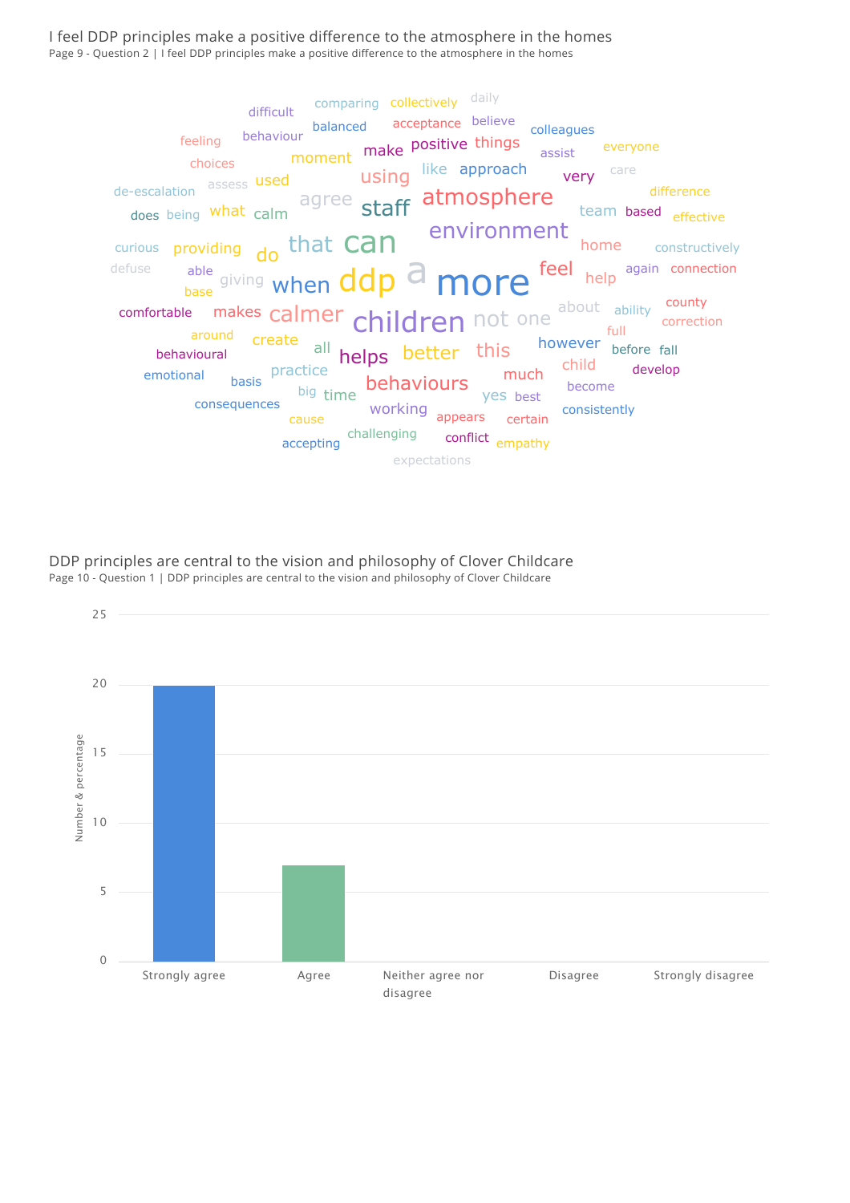## I feel DDP principles make a positive difference to the atmosphere in the homes

Page 9 - Question 2 | I feel DDP principles make a positive difference to the atmosphere in the homes

difficult comparing collectively daily balanced acceptance believe colleagues behaviour feeling make positive things assist everyone moment choices using like approach very care used assess de-escalation agree staff atmosphere difference does being what calm team based effective environment curious providing do that can home constructively defuse able a more feel again connection giving when ddp help base comfortable makes calmer children not one about ability county correction around create full behavioural all helps better this however before fall emotional practice much child develop basis big time behaviours yes best become consequences cause working appears certain consistently accepting challenging conflict empathy expectations

## DDP principles are central to the vision and philosophy of Clover Childcare

Page 10 - Question 1 | DDP principles are central to the vision and philosophy of Clover Childcare

| Response | Number & percentage |
|---|---|
| Strongly agree | 20 |
| Agree | 7 |
| Neither agree nor disagree | 0 |
| Disagree | 0 |
| Strongly disagree | 0 |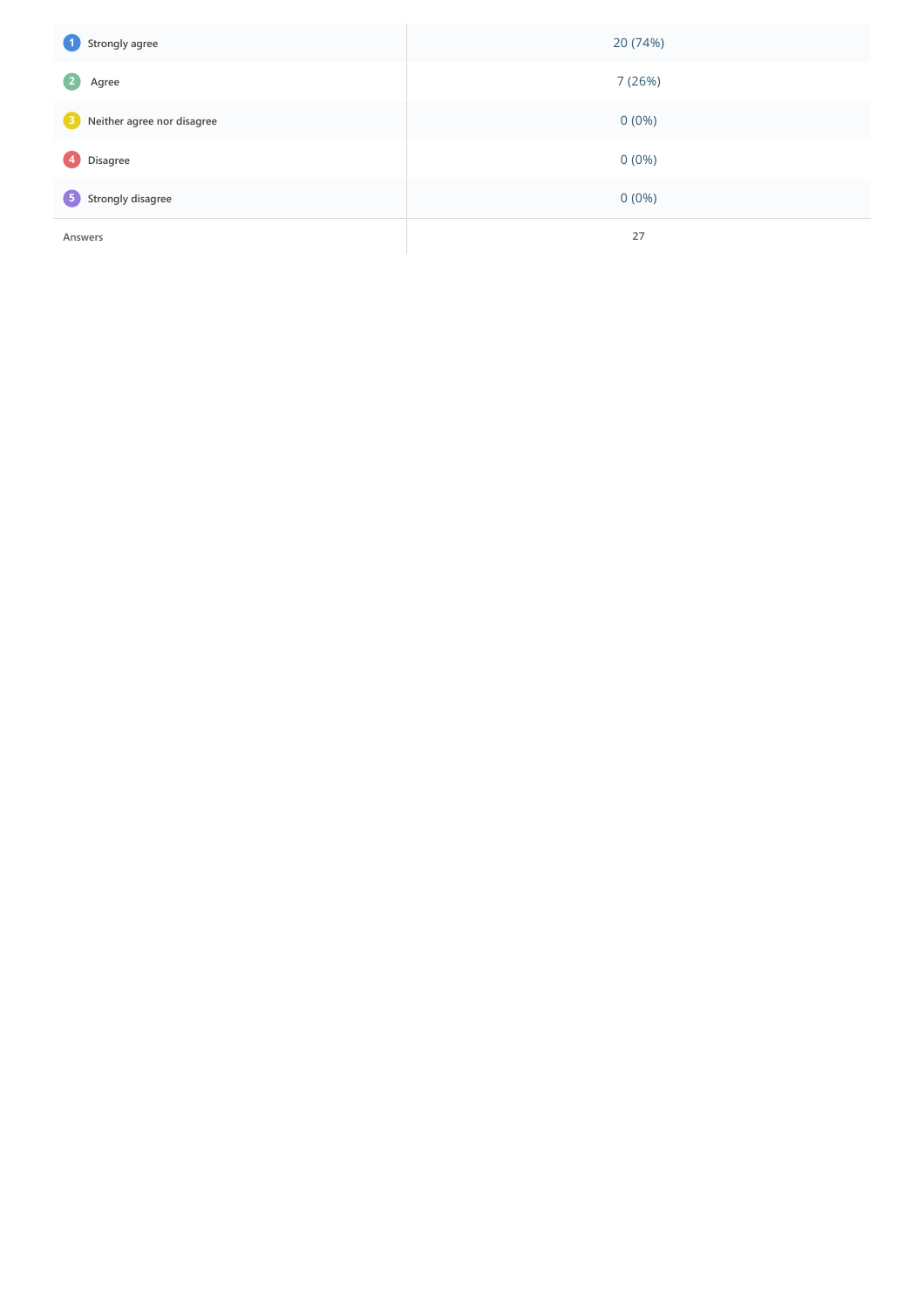| | |
|---|---|
| 1 Strongly agree | 20 (74%) |
| 2 Agree | 7 (26%) |
| 3 Neither agree nor disagree | 0 (0%) |
| 4 Disagree | 0 (0%) |
| 5 Strongly disagree | 0 (0%) |
| Answers | 27 |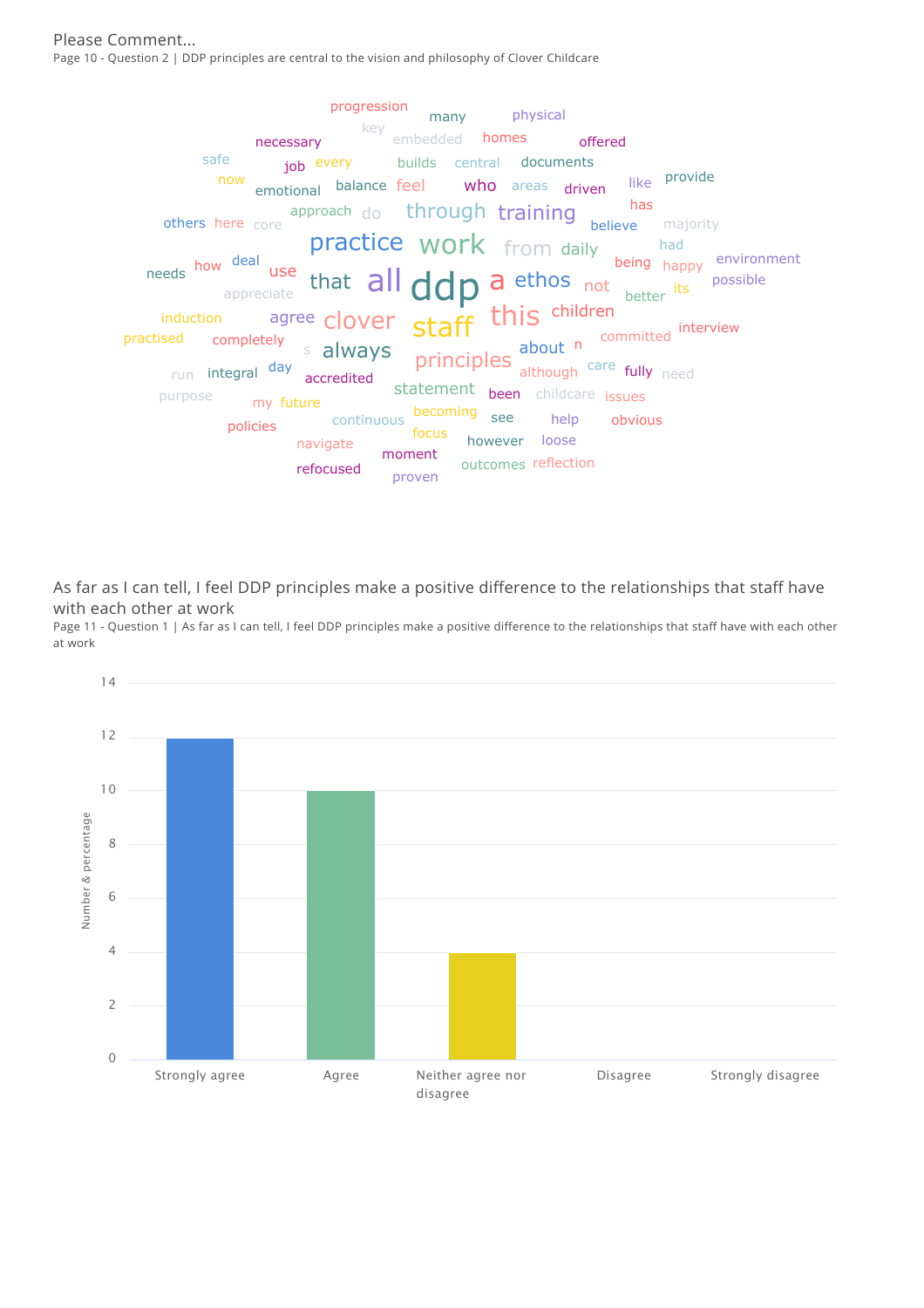Please Comment...

Page 10 - Question 2 | DDP principles are central to the vision and philosophy of Clover Childcare

progression many physical key embedded homes necessary offered safe job every builds central documents now emotional balance feel who areas driven like provide approach do through training has others here core believe majority practice work from daily had needs how deal use being happy environment appreciate that all ddp a ethos not possible better its induction agree clover staff this children practised completely s always principles about n committed interview run integral day accredited although care fully need purpose statement been childcare issues my future continuous becoming see help obvious policies focus however loose navigate moment outcomes reflection refocused proven

## As far as I can tell, I feel DDP principles make a positive difference to the relationships that staff have with each other at work

Page 11 - Question 1 | As far as I can tell, I feel DDP principles make a positive difference to the relationships that staff have with each other at work

| Response | Number & percentage |
|---|---|
| Strongly agree | 12 |
| Agree | 10 |
| Neither agree nor disagree | 4 |
| Disagree | 0 |
| Strongly disagree | 0 |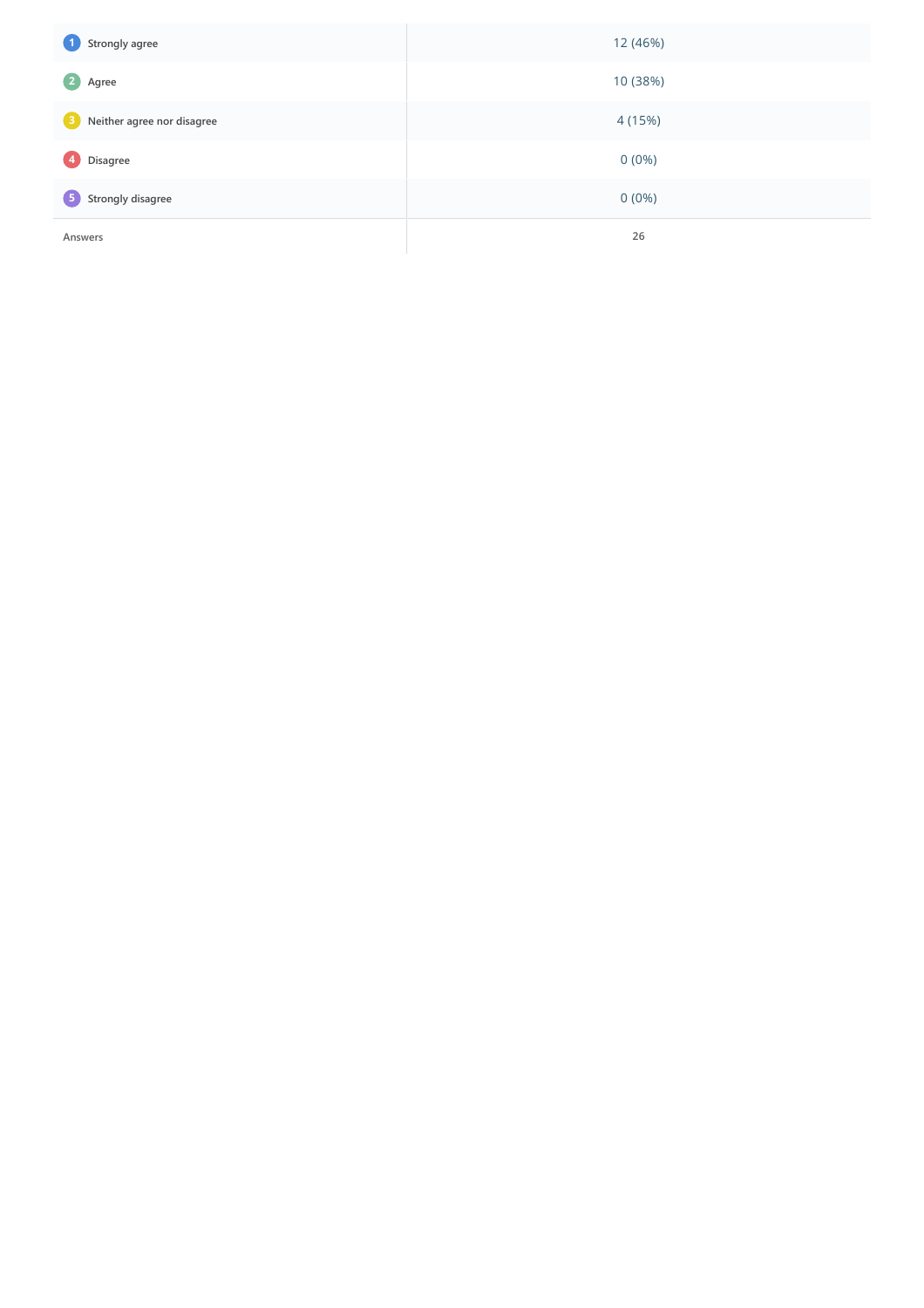| | |
|---|---|
| 1 Strongly agree | 12 (46%) |
| 2 Agree | 10 (38%) |
| 3 Neither agree nor disagree | 4 (15%) |
| 4 Disagree | 0 (0%) |
| 5 Strongly disagree | 0 (0%) |
| Answers | 26 |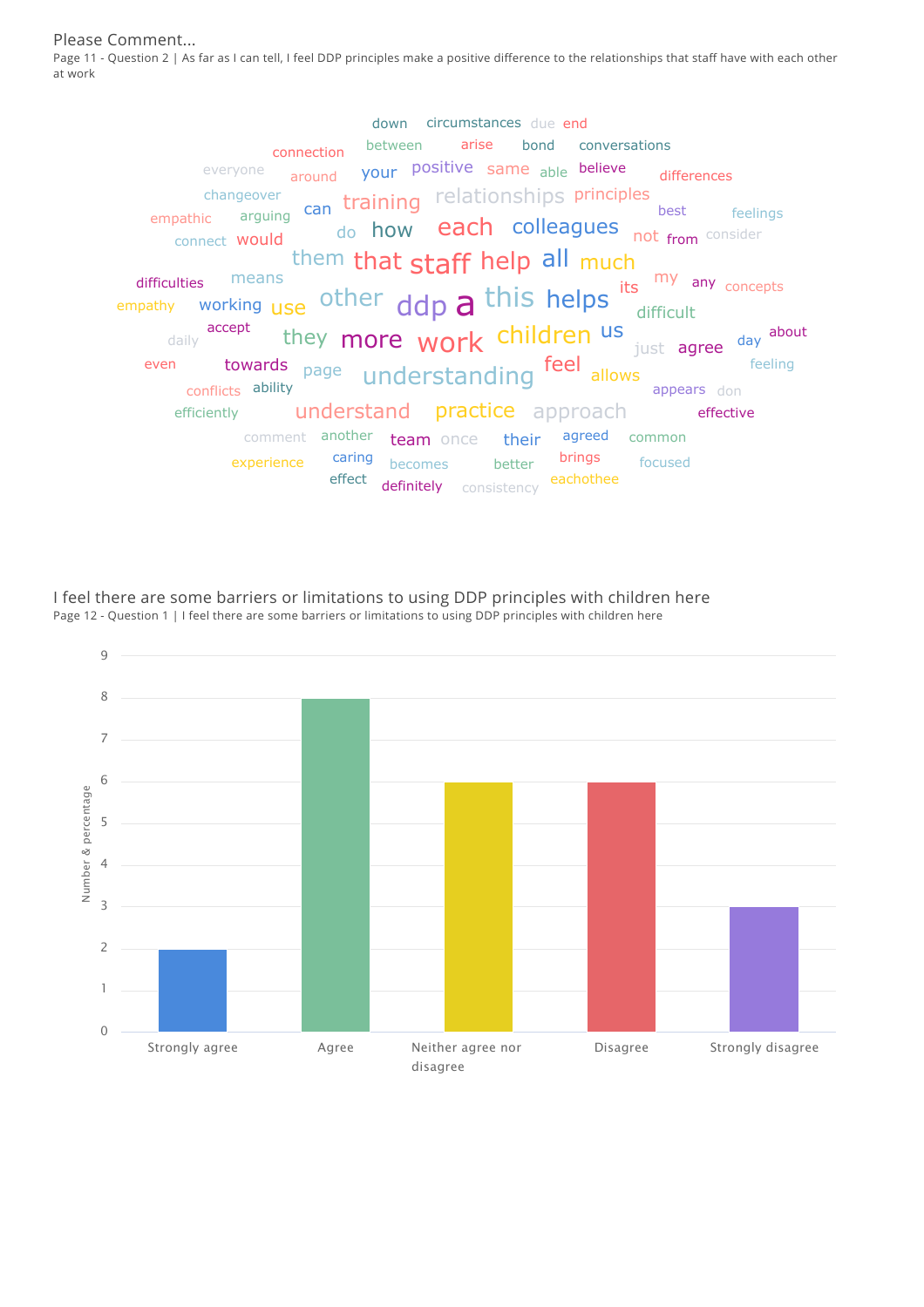Please Comment...

Page 11 - Question 2 | As far as I can tell, I feel DDP principles make a positive difference to the relationships that staff have with each other at work

down circumstances due end connection between arise bond conversations everyone around your positive same able believe differences changeover training relationships principles best empathic arguing can feelings connect would do how each colleagues not from consider them that staff help all much difficulties means my any concepts empathy working use other ddp a this helps its difficult accept daily they more work children us just agree day about even towards page feel understanding allows feeling conflicts ability appears don efficiently understand practice approach effective comment another team once their agreed common experience caring becomes better brings focused effect definitely consistency eachothee

## I feel there are some barriers or limitations to using DDP principles with children here

Page 12 - Question 1 | I feel there are some barriers or limitations to using DDP principles with children here

| Response | Number & percentage |
|---|---|
| Strongly agree | 2 |
| Agree | 8 |
| Neither agree nor disagree | 6 |
| Disagree | 6 |
| Strongly disagree | 3 |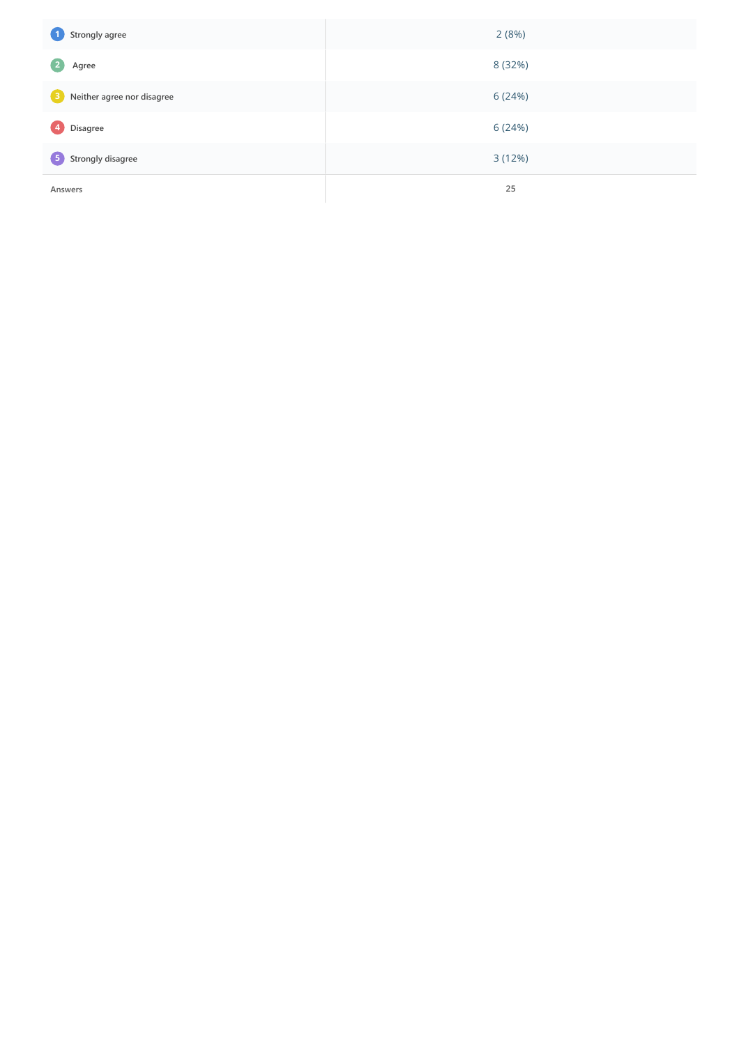| | |
|---|---|
| 1 Strongly agree | 2 (8%) |
| 2 Agree | 8 (32%) |
| 3 Neither agree nor disagree | 6 (24%) |
| 4 Disagree | 6 (24%) |
| 5 Strongly disagree | 3 (12%) |
| Answers | 25 |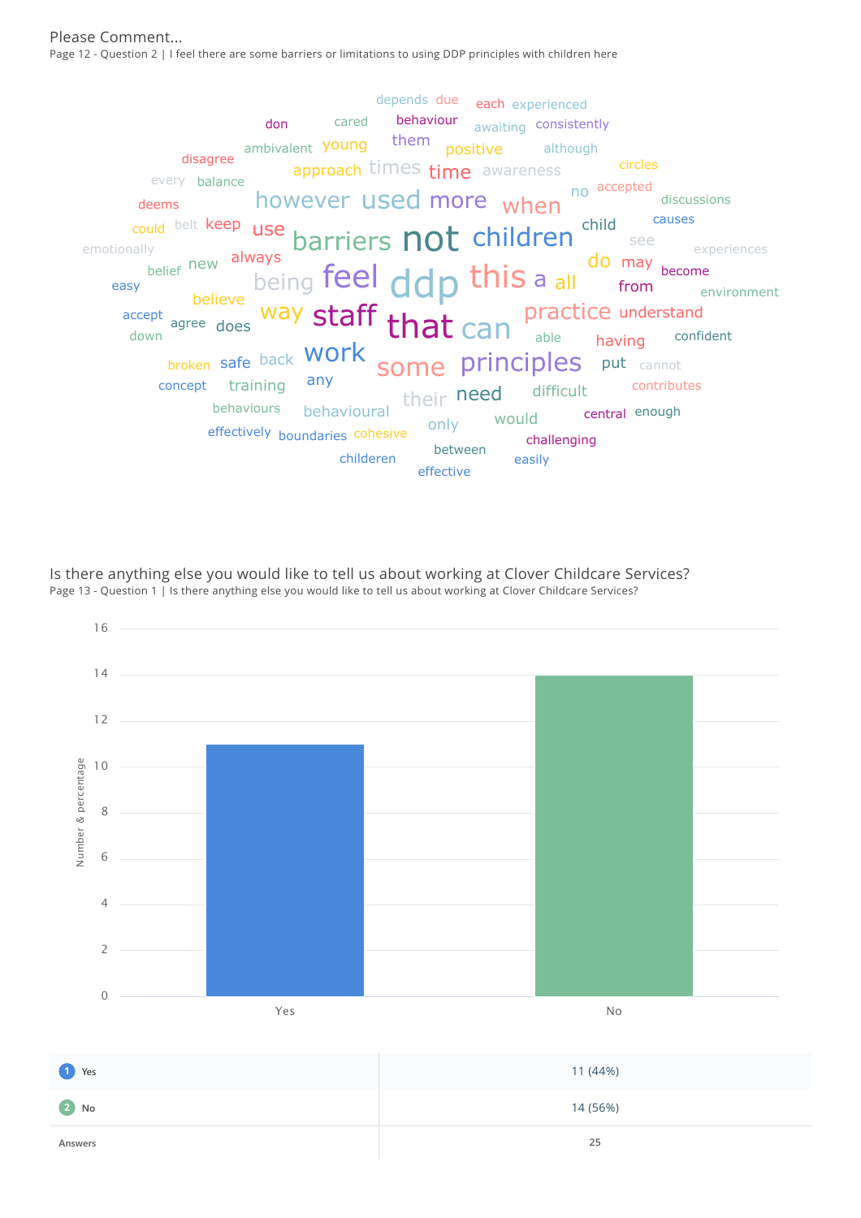## Please Comment...

Page 12 - Question 2 | I feel there are some barriers or limitations to using DDP principles with children here

depends due each experienced don cared behaviour awaiting consistently ambivalent young them positive although disagree circles every balance approach times time awareness deems however used more when no accepted discussions could belt keep use barriers not children child causes emotionally see experiences belief new always do may become easy being feel ddp this a all from environment believe accept agree does way staff that can practice understand down able having confident broken safe back work some principles put cannot concept training any their need difficult contributes behaviours behavioural only would central enough effectively boundaries cohesive between challenging childeren easily effective

## Is there anything else you would like to tell us about working at Clover Childcare Services?

Page 13 - Question 1 | Is there anything else you would like to tell us about working at Clover Childcare Services?

| | |
|---|---|
| 1 Yes | 11 (44%) |
| 2 No | 14 (56%) |
| Answers | 25 |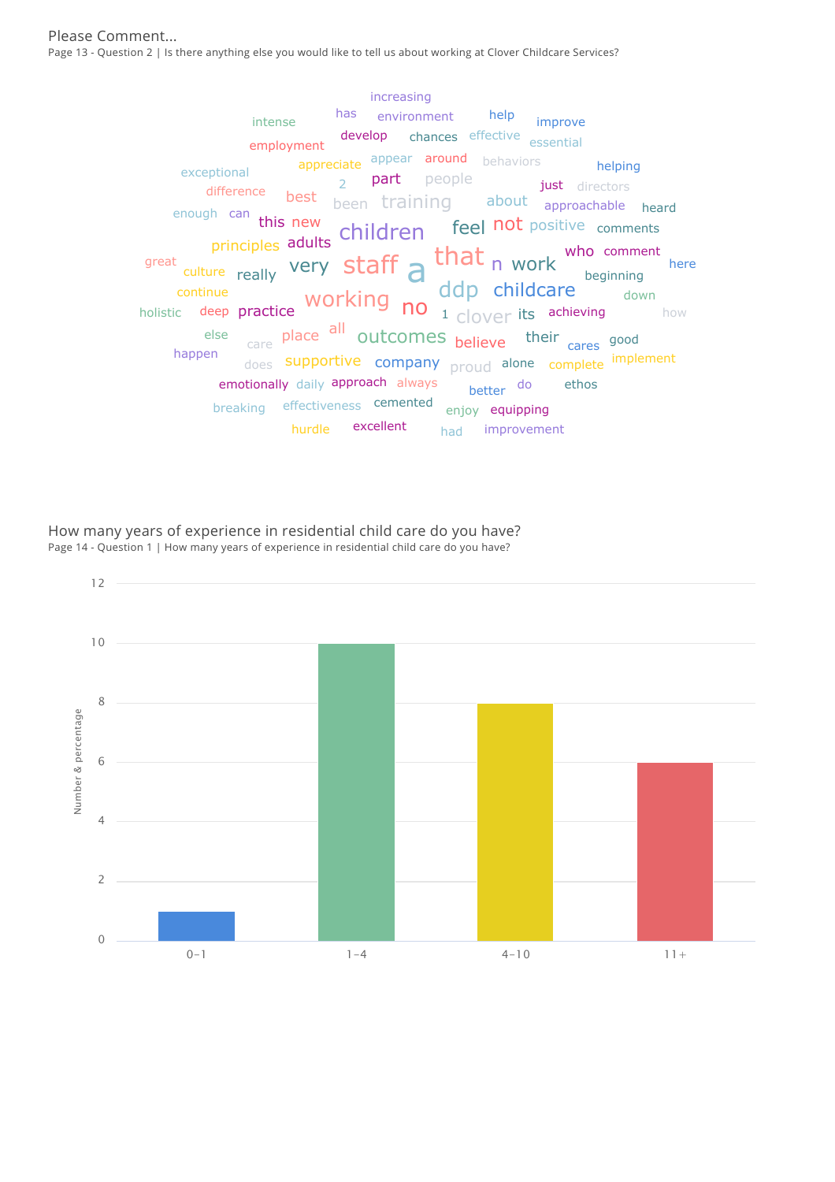## Please Comment...

Page 13 - Question 2 | Is there anything else you would like to tell us about working at Clover Childcare Services?

increasing has environment help improve intense develop chances effective essential employment appear around behaviors appreciate helping exceptional 2 part people just directors difference best been training about approachable heard enough can this new children feel not positive comments principles adults great very staff a that n work who comment here culture really ddp childcare beginning continue working no down holistic deep practice 1 clover its achieving how else all place outcomes believe their cares good care happen does supportive company proud alone complete implement emotionally daily approach always better do ethos breaking effectiveness cemented enjoy equipping hurdle excellent had improvement

## How many years of experience in residential child care do you have?

Page 14 - Question 1 | How many years of experience in residential child care do you have?

| Years of experience | Number |
|---|---|
| 0-1 | 1 |
| 1-4 | 10 |
| 4-10 | 8 |
| 11+ | 6 |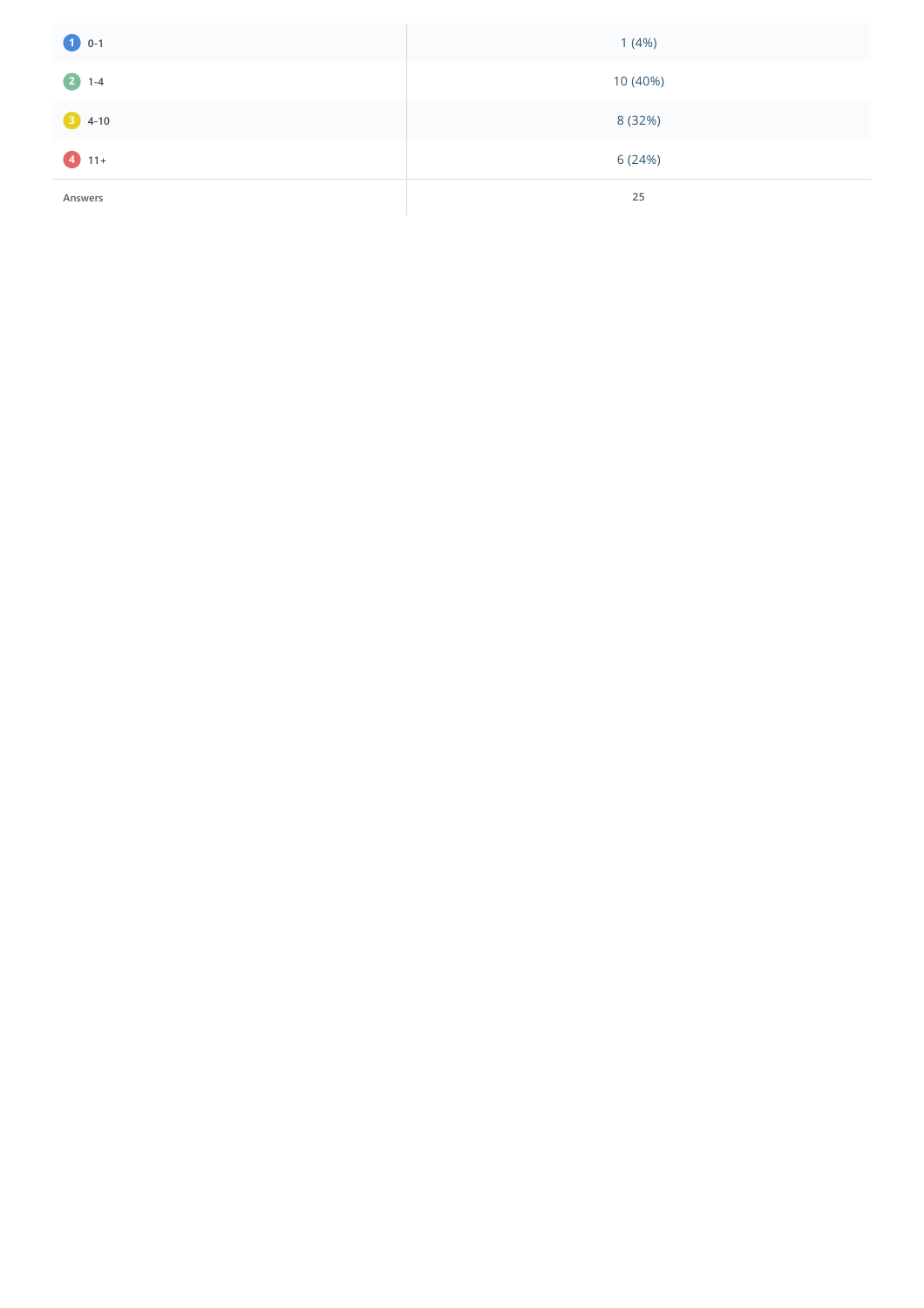| | |
|---|---|
| 1 0-1 | 1 (4%) |
| 2 1-4 | 10 (40%) |
| 3 4-10 | 8 (32%) |
| 4 11+ | 6 (24%) |
| Answers | 25 |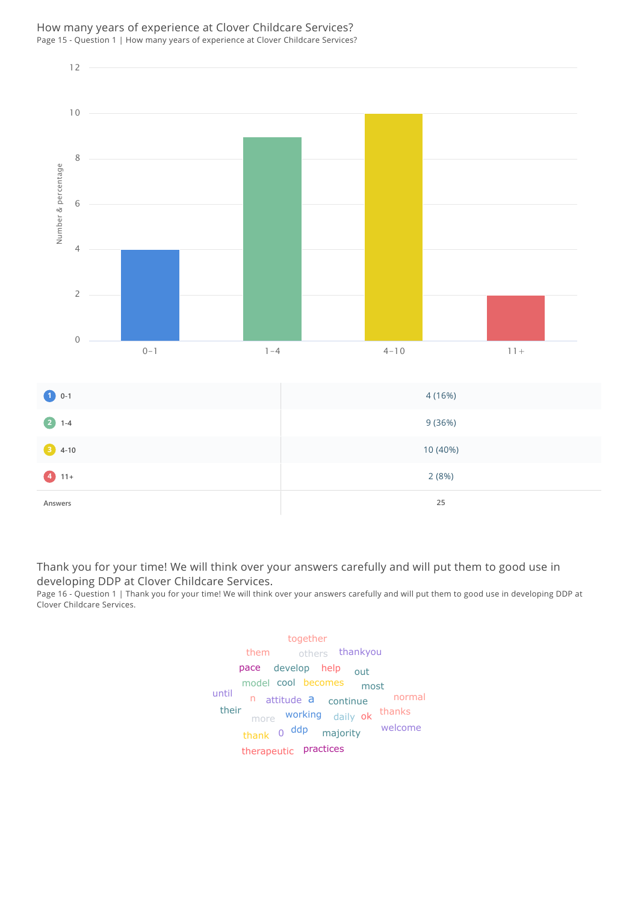## How many years of experience at Clover Childcare Services?

Page 15 - Question 1 | How many years of experience at Clover Childcare Services?

Number & percentage

12
10
8
6
4
2
0

0-1
1-4
4-10
11+

| | |
|---|---|
| 1 0-1 | 4 (16%) |
| 2 1-4 | 9 (36%) |
| 3 4-10 | 10 (40%) |
| 4 11+ | 2 (8%) |
| Answers | 25 |

## Thank you for your time! We will think over your answers carefully and will put them to good use in developing DDP at Clover Childcare Services.

Page 16 - Question 1 | Thank you for your time! We will think over your answers carefully and will put them to good use in developing DDP at Clover Childcare Services.

together
them others thankyou
pace develop help out
model cool becomes most
until n attitude a continue normal
their more working daily ok thanks
thank 0 ddp majority welcome
therapeutic practices